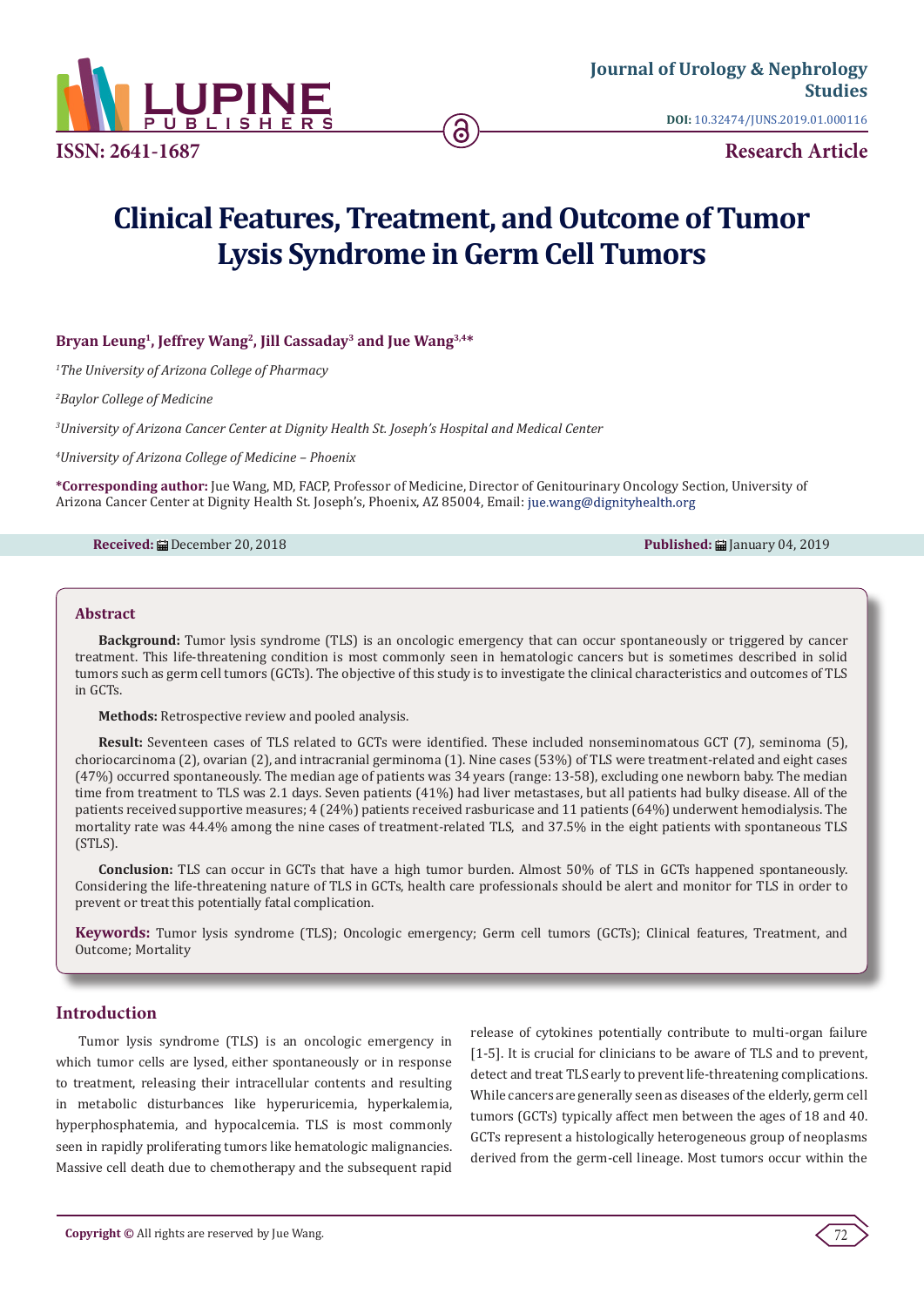# Clinical Features, Treatment, and Outcome of Tumor Lysis Syndrome in Germ Cell Tumors

**Bryan Leung[1], Jeffrey Wang[2], Jill Cassaday[3] and Jue Wang[3,4]***

[1]*The University of Arizona College of Pharmacy*

[2]*Baylor College of Medicine*

[3]*University of Arizona Cancer Center at Dignity Health St. Joseph's Hospital and Medical Center*

[4]*University of Arizona College of Medicine – Phoenix*

***Corresponding author:** Jue Wang, MD, FACP, Professor of Medicine, Director of Genitourinary Oncology Section, University of Arizona Cancer Center at Dignity Health St. Joseph's, Phoenix, AZ 85004, Email: jue.wang@dignityhealth.org

**Received:** December 20, 2018 **Published:** January 04, 2019

## Abstract

**Background:** Tumor lysis syndrome (TLS) is an oncologic emergency that can occur spontaneously or triggered by cancer treatment. This life-threatening condition is most commonly seen in hematologic cancers but is sometimes described in solid tumors such as germ cell tumors (GCTs). The objective of this study is to investigate the clinical characteristics and outcomes of TLS in GCTs.

**Methods:** Retrospective review and pooled analysis.

**Result:** Seventeen cases of TLS related to GCTs were identified. These included nonseminomatous GCT (7), seminoma (5), choriocarcinoma (2), ovarian (2), and intracranial germinoma (1). Nine cases (53%) of TLS were treatment-related and eight cases (47%) occurred spontaneously. The median age of patients was 34 years (range: 13-58), excluding one newborn baby. The median time from treatment to TLS was 2.1 days. Seven patients (41%) had liver metastases, but all patients had bulky disease. All of the patients received supportive measures; 4 (24%) patients received rasburicase and 11 patients (64%) underwent hemodialysis. The mortality rate was 44.4% among the nine cases of treatment-related TLS, and 37.5% in the eight patients with spontaneous TLS (STLS).

**Conclusion:** TLS can occur in GCTs that have a high tumor burden. Almost 50% of TLS in GCTs happened spontaneously. Considering the life-threatening nature of TLS in GCTs, health care professionals should be alert and monitor for TLS in order to prevent or treat this potentially fatal complication.

**Keywords:** Tumor lysis syndrome (TLS); Oncologic emergency; Germ cell tumors (GCTs); Clinical features, Treatment, and Outcome; Mortality

## Introduction

Tumor lysis syndrome (TLS) is an oncologic emergency in which tumor cells are lysed, either spontaneously or in response to treatment, releasing their intracellular contents and resulting in metabolic disturbances like hyperuricemia, hyperkalemia, hyperphosphatemia, and hypocalcemia. TLS is most commonly seen in rapidly proliferating tumors like hematologic malignancies. Massive cell death due to chemotherapy and the subsequent rapid release of cytokines potentially contribute to multi-organ failure [1-5]. It is crucial for clinicians to be aware of TLS and to prevent, detect and treat TLS early to prevent life-threatening complications. While cancers are generally seen as diseases of the elderly, germ cell tumors (GCTs) typically affect men between the ages of 18 and 40. GCTs represent a histologically heterogeneous group of neoplasms derived from the germ-cell lineage. Most tumors occur within the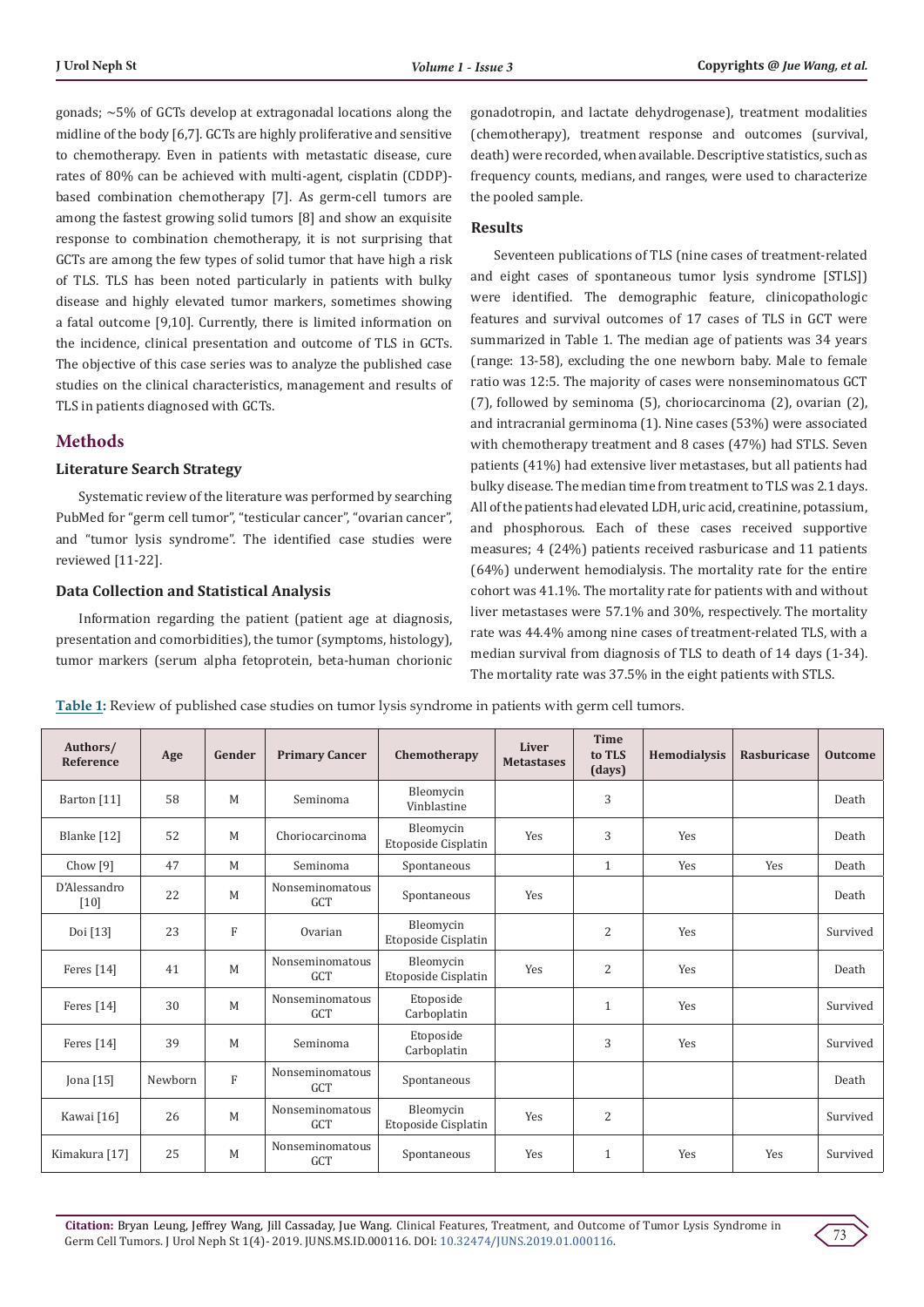gonads; ~5% of GCTs develop at extragonadal locations along the midline of the body [6,7]. GCTs are highly proliferative and sensitive to chemotherapy. Even in patients with metastatic disease, cure rates of 80% can be achieved with multi-agent, cisplatin (CDDP)-based combination chemotherapy [7]. As germ-cell tumors are among the fastest growing solid tumors [8] and show an exquisite response to combination chemotherapy, it is not surprising that GCTs are among the few types of solid tumor that have high a risk of TLS. TLS has been noted particularly in patients with bulky disease and highly elevated tumor markers, sometimes showing a fatal outcome [9,10]. Currently, there is limited information on the incidence, clinical presentation and outcome of TLS in GCTs. The objective of this case series was to analyze the published case studies on the clinical characteristics, management and results of TLS in patients diagnosed with GCTs.

## Methods

### Literature Search Strategy

Systematic review of the literature was performed by searching PubMed for "germ cell tumor", "testicular cancer", "ovarian cancer", and "tumor lysis syndrome". The identified case studies were reviewed [11-22].

### Data Collection and Statistical Analysis

Information regarding the patient (patient age at diagnosis, presentation and comorbidities), the tumor (symptoms, histology), tumor markers (serum alpha fetoprotein, beta-human chorionic gonadotropin, and lactate dehydrogenase), treatment modalities (chemotherapy), treatment response and outcomes (survival, death) were recorded, when available. Descriptive statistics, such as frequency counts, medians, and ranges, were used to characterize the pooled sample.

### Results

Seventeen publications of TLS (nine cases of treatment-related and eight cases of spontaneous tumor lysis syndrome [STLS]) were identified. The demographic feature, clinicopathologic features and survival outcomes of 17 cases of TLS in GCT were summarized in Table 1. The median age of patients was 34 years (range: 13-58), excluding the one newborn baby. Male to female ratio was 12:5. The majority of cases were nonseminomatous GCT (7), followed by seminoma (5), choriocarcinoma (2), ovarian (2), and intracranial germinoma (1). Nine cases (53%) were associated with chemotherapy treatment and 8 cases (47%) had STLS. Seven patients (41%) had extensive liver metastases, but all patients had bulky disease. The median time from treatment to TLS was 2.1 days. All of the patients had elevated LDH, uric acid, creatinine, potassium, and phosphorous. Each of these cases received supportive measures; 4 (24%) patients received rasburicase and 11 patients (64%) underwent hemodialysis. The mortality rate for the entire cohort was 41.1%. The mortality rate for patients with and without liver metastases were 57.1% and 30%, respectively. The mortality rate was 44.4% among nine cases of treatment-related TLS, with a median survival from diagnosis of TLS to death of 14 days (1-34). The mortality rate was 37.5% in the eight patients with STLS.

**Table 1:** Review of published case studies on tumor lysis syndrome in patients with germ cell tumors.

| Authors/ Reference | Age | Gender | Primary Cancer | Chemotherapy | Liver Metastases | Time to TLS (days) | Hemodialysis | Rasburicase | Outcome |
|---|---|---|---|---|---|---|---|---|---|
| Barton [11] | 58 | M | Seminoma | Bleomycin Vinblastine | | 3 | | | Death |
| Blanke [12] | 52 | M | Choriocarcinoma | Bleomycin Etoposide Cisplatin | Yes | 3 | Yes | | Death |
| Chow [9] | 47 | M | Seminoma | Spontaneous | | 1 | Yes | Yes | Death |
| D'Alessandro [10] | 22 | M | Nonseminomatous GCT | Spontaneous | Yes | | | | Death |
| Doi [13] | 23 | F | Ovarian | Bleomycin Etoposide Cisplatin | | 2 | Yes | | Survived |
| Feres [14] | 41 | M | Nonseminomatous GCT | Bleomycin Etoposide Cisplatin | Yes | 2 | Yes | | Death |
| Feres [14] | 30 | M | Nonseminomatous GCT | Etoposide Carboplatin | | 1 | Yes | | Survived |
| Feres [14] | 39 | M | Seminoma | Etoposide Carboplatin | | 3 | Yes | | Survived |
| Jona [15] | Newborn | F | Nonseminomatous GCT | Spontaneous | | | | | Death |
| Kawai [16] | 26 | M | Nonseminomatous GCT | Bleomycin Etoposide Cisplatin | Yes | 2 | | | Survived |
| Kimakura [17] | 25 | M | Nonseminomatous GCT | Spontaneous | Yes | 1 | Yes | Yes | Survived |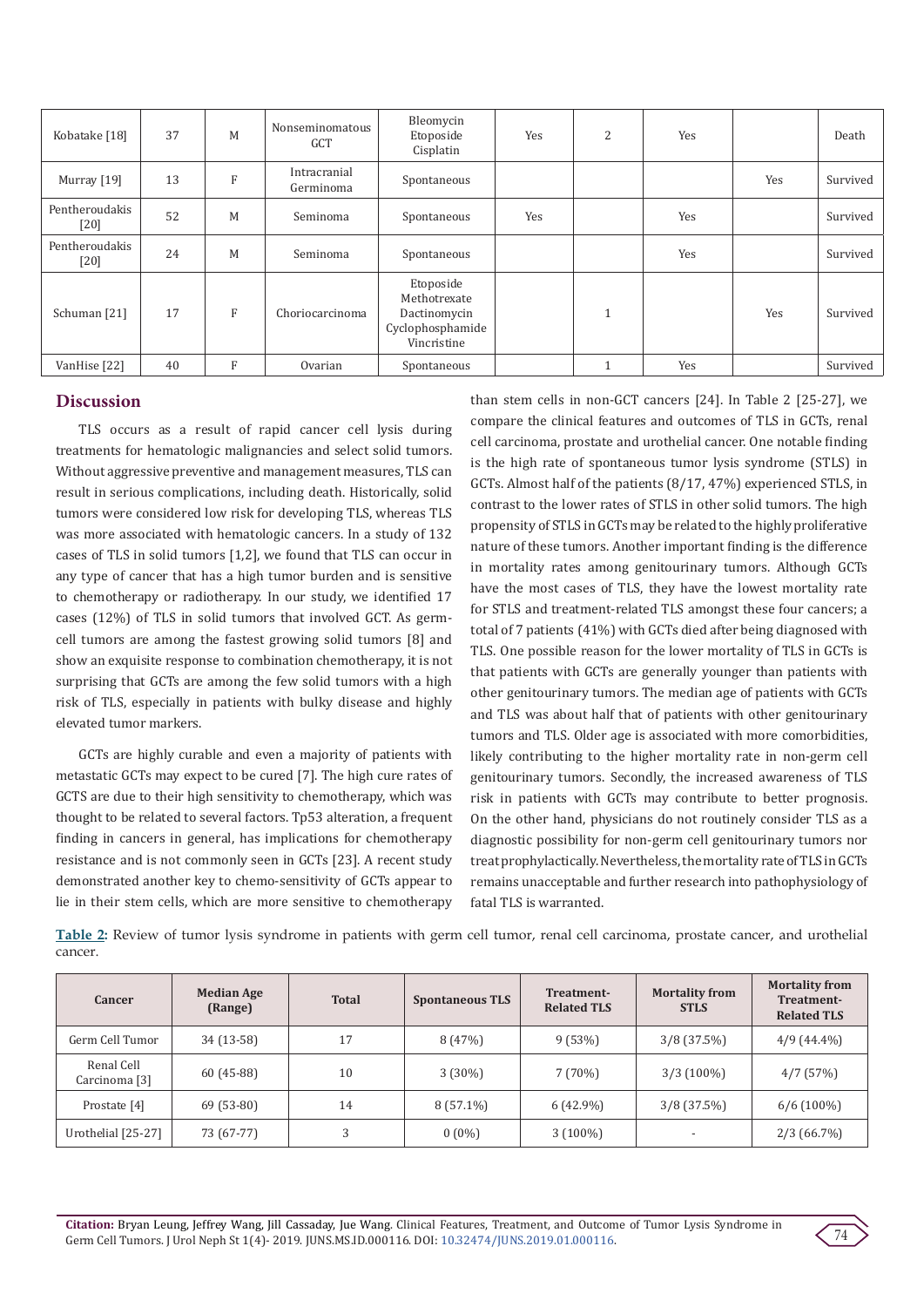| | | | | | | | | | |
|---|---|---|---|---|---|---|---|---|---|
| Kobatake [18] | 37 | M | Nonseminomatous GCT | Bleomycin Etoposide Cisplatin | Yes | 2 | Yes | | Death |
| Murray [19] | 13 | F | Intracranial Germinoma | Spontaneous | | | | Yes | Survived |
| Pentheroudakis [20] | 52 | M | Seminoma | Spontaneous | Yes | | Yes | | Survived |
| Pentheroudakis [20] | 24 | M | Seminoma | Spontaneous | | | Yes | | Survived |
| Schuman [21] | 17 | F | Choriocarcinoma | Etoposide Methotrexate Dactinomycin Cyclophosphamide Vincristine | | 1 | | Yes | Survived |
| VanHise [22] | 40 | F | Ovarian | Spontaneous | | 1 | Yes | | Survived |

## Discussion

TLS occurs as a result of rapid cancer cell lysis during treatments for hematologic malignancies and select solid tumors. Without aggressive preventive and management measures, TLS can result in serious complications, including death. Historically, solid tumors were considered low risk for developing TLS, whereas TLS was more associated with hematologic cancers. In a study of 132 cases of TLS in solid tumors [1,2], we found that TLS can occur in any type of cancer that has a high tumor burden and is sensitive to chemotherapy or radiotherapy. In our study, we identified 17 cases (12%) of TLS in solid tumors that involved GCT. As germ-cell tumors are among the fastest growing solid tumors [8] and show an exquisite response to combination chemotherapy, it is not surprising that GCTs are among the few solid tumors with a high risk of TLS, especially in patients with bulky disease and highly elevated tumor markers.

GCTs are highly curable and even a majority of patients with metastatic GCTs may expect to be cured [7]. The high cure rates of GCTS are due to their high sensitivity to chemotherapy, which was thought to be related to several factors. Tp53 alteration, a frequent finding in cancers in general, has implications for chemotherapy resistance and is not commonly seen in GCTs [23]. A recent study demonstrated another key to chemo-sensitivity of GCTs appear to lie in their stem cells, which are more sensitive to chemotherapy than stem cells in non-GCT cancers [24]. In Table 2 [25-27], we compare the clinical features and outcomes of TLS in GCTs, renal cell carcinoma, prostate and urothelial cancer. One notable finding is the high rate of spontaneous tumor lysis syndrome (STLS) in GCTs. Almost half of the patients (8/17, 47%) experienced STLS, in contrast to the lower rates of STLS in other solid tumors. The high propensity of STLS in GCTs may be related to the highly proliferative nature of these tumors. Another important finding is the difference in mortality rates among genitourinary tumors. Although GCTs have the most cases of TLS, they have the lowest mortality rate for STLS and treatment-related TLS amongst these four cancers; a total of 7 patients (41%) with GCTs died after being diagnosed with TLS. One possible reason for the lower mortality of TLS in GCTs is that patients with GCTs are generally younger than patients with other genitourinary tumors. The median age of patients with GCTs and TLS was about half that of patients with other genitourinary tumors and TLS. Older age is associated with more comorbidities, likely contributing to the higher mortality rate in non-germ cell genitourinary tumors. Secondly, the increased awareness of TLS risk in patients with GCTs may contribute to better prognosis. On the other hand, physicians do not routinely consider TLS as a diagnostic possibility for non-germ cell genitourinary tumors nor treat prophylactically. Nevertheless, the mortality rate of TLS in GCTs remains unacceptable and further research into pathophysiology of fatal TLS is warranted.

**Table 2:** Review of tumor lysis syndrome in patients with germ cell tumor, renal cell carcinoma, prostate cancer, and urothelial cancer.

| Cancer | Median Age (Range) | Total | Spontaneous TLS | Treatment-Related TLS | Mortality from STLS | Mortality from Treatment-Related TLS |
|---|---|---|---|---|---|---|
| Germ Cell Tumor | 34 (13-58) | 17 | 8 (47%) | 9 (53%) | 3/8 (37.5%) | 4/9 (44.4%) |
| Renal Cell Carcinoma [3] | 60 (45-88) | 10 | 3 (30%) | 7 (70%) | 3/3 (100%) | 4/7 (57%) |
| Prostate [4] | 69 (53-80) | 14 | 8 (57.1%) | 6 (42.9%) | 3/8 (37.5%) | 6/6 (100%) |
| Urothelial [25-27] | 73 (67-77) | 3 | 0 (0%) | 3 (100%) | - | 2/3 (66.7%) |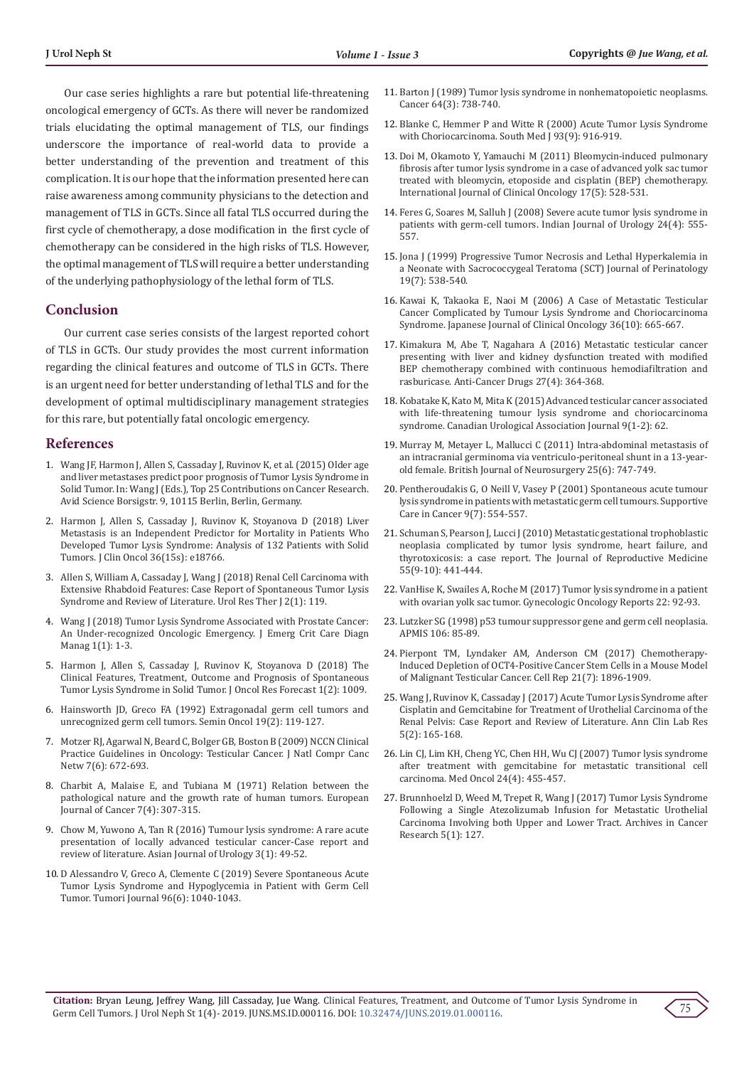Our case series highlights a rare but potential life-threatening oncological emergency of GCTs. As there will never be randomized trials elucidating the optimal management of TLS, our findings underscore the importance of real-world data to provide a better understanding of the prevention and treatment of this complication. It is our hope that the information presented here can raise awareness among community physicians to the detection and management of TLS in GCTs. Since all fatal TLS occurred during the first cycle of chemotherapy, a dose modification in the first cycle of chemotherapy can be considered in the high risks of TLS. However, the optimal management of TLS will require a better understanding of the underlying pathophysiology of the lethal form of TLS.

## Conclusion

Our current case series consists of the largest reported cohort of TLS in GCTs. Our study provides the most current information regarding the clinical features and outcome of TLS in GCTs. There is an urgent need for better understanding of lethal TLS and for the development of optimal multidisciplinary management strategies for this rare, but potentially fatal oncologic emergency.

## References

1. Wang JF, Harmon J, Allen S, Cassaday J, Ruvinov K, et al. (2015) Older age and liver metastases predict poor prognosis of Tumor Lysis Syndrome in Solid Tumor. In: Wang J (Eds.), Top 25 Contributions on Cancer Research. Avid Science Borsigstr. 9, 10115 Berlin, Berlin, Germany.
2. Harmon J, Allen S, Cassaday J, Ruvinov K, Stoyanova D (2018) Liver Metastasis is an Independent Predictor for Mortality in Patients Who Developed Tumor Lysis Syndrome: Analysis of 132 Patients with Solid Tumors. J Clin Oncol 36(15s): e18766.
3. Allen S, William A, Cassaday J, Wang J (2018) Renal Cell Carcinoma with Extensive Rhabdoid Features: Case Report of Spontaneous Tumor Lysis Syndrome and Review of Literature. Urol Res Ther J 2(1): 119.
4. Wang J (2018) Tumor Lysis Syndrome Associated with Prostate Cancer: An Under-recognized Oncologic Emergency. J Emerg Crit Care Diagn Manag 1(1): 1-3.
5. Harmon J, Allen S, Cassaday J, Ruvinov K, Stoyanova D (2018) The Clinical Features, Treatment, Outcome and Prognosis of Spontaneous Tumor Lysis Syndrome in Solid Tumor. J Oncol Res Forecast 1(2): 1009.
6. Hainsworth JD, Greco FA (1992) Extragonadal germ cell tumors and unrecognized germ cell tumors. Semin Oncol 19(2): 119-127.
7. Motzer RJ, Agarwal N, Beard C, Bolger GB, Boston B (2009) NCCN Clinical Practice Guidelines in Oncology: Testicular Cancer. J Natl Compr Canc Netw 7(6): 672-693.
8. Charbit A, Malaise E, and Tubiana M (1971) Relation between the pathological nature and the growth rate of human tumors. European Journal of Cancer 7(4): 307-315.
9. Chow M, Yuwono A, Tan R (2016) Tumour lysis syndrome: A rare acute presentation of locally advanced testicular cancer-Case report and review of literature. Asian Journal of Urology 3(1): 49-52.
10. D Alessandro V, Greco A, Clemente C (2019) Severe Spontaneous Acute Tumor Lysis Syndrome and Hypoglycemia in Patient with Germ Cell Tumor. Tumori Journal 96(6): 1040-1043.
11. Barton J (1989) Tumor lysis syndrome in nonhematopoietic neoplasms. Cancer 64(3): 738-740.
12. Blanke C, Hemmer P and Witte R (2000) Acute Tumor Lysis Syndrome with Choriocarcinoma. South Med J 93(9): 916-919.
13. Doi M, Okamoto Y, Yamauchi M (2011) Bleomycin-induced pulmonary fibrosis after tumor lysis syndrome in a case of advanced yolk sac tumor treated with bleomycin, etoposide and cisplatin (BEP) chemotherapy. International Journal of Clinical Oncology 17(5): 528-531.
14. Feres G, Soares M, Salluh J (2008) Severe acute tumor lysis syndrome in patients with germ-cell tumors. Indian Journal of Urology 24(4): 555-557.
15. Jona J (1999) Progressive Tumor Necrosis and Lethal Hyperkalemia in a Neonate with Sacrococcygeal Teratoma (SCT) Journal of Perinatology 19(7): 538-540.
16. Kawai K, Takaoka E, Naoi M (2006) A Case of Metastatic Testicular Cancer Complicated by Tumour Lysis Syndrome and Choriocarcinoma Syndrome. Japanese Journal of Clinical Oncology 36(10): 665-667.
17. Kimakura M, Abe T, Nagahara A (2016) Metastatic testicular cancer presenting with liver and kidney dysfunction treated with modified BEP chemotherapy combined with continuous hemodiafiltration and rasburicase. Anti-Cancer Drugs 27(4): 364-368.
18. Kobatake K, Kato M, Mita K (2015) Advanced testicular cancer associated with life-threatening tumour lysis syndrome and choriocarcinoma syndrome. Canadian Urological Association Journal 9(1-2): 62.
19. Murray M, Metayer L, Mallucci C (2011) Intra-abdominal metastasis of an intracranial germinoma via ventriculo-peritoneal shunt in a 13-year-old female. British Journal of Neurosurgery 25(6): 747-749.
20. Pentheroudakis G, O Neill V, Vasey P (2001) Spontaneous acute tumour lysis syndrome in patients with metastatic germ cell tumours. Supportive Care in Cancer 9(7): 554-557.
21. Schuman S, Pearson J, Lucci J (2010) Metastatic gestational trophoblastic neoplasia complicated by tumor lysis syndrome, heart failure, and thyrotoxicosis: a case report. The Journal of Reproductive Medicine 55(9-10): 441-444.
22. VanHise K, Swailes A, Roche M (2017) Tumor lysis syndrome in a patient with ovarian yolk sac tumor. Gynecologic Oncology Reports 22: 92-93.
23. Lutzker SG (1998) p53 tumour suppressor gene and germ cell neoplasia. APMIS 106: 85-89.
24. Pierpont TM, Lyndaker AM, Anderson CM (2017) Chemotherapy-Induced Depletion of OCT4-Positive Cancer Stem Cells in a Mouse Model of Malignant Testicular Cancer. Cell Rep 21(7): 1896-1909.
25. Wang J, Ruvinov K, Cassaday J (2017) Acute Tumor Lysis Syndrome after Cisplatin and Gemcitabine for Treatment of Urothelial Carcinoma of the Renal Pelvis: Case Report and Review of Literature. Ann Clin Lab Res 5(2): 165-168.
26. Lin CJ, Lim KH, Cheng YC, Chen HH, Wu CJ (2007) Tumor lysis syndrome after treatment with gemcitabine for metastatic transitional cell carcinoma. Med Oncol 24(4): 455-457.
27. Brunnhoelzl D, Weed M, Trepet R, Wang J (2017) Tumor Lysis Syndrome Following a Single Atezolizumab Infusion for Metastatic Urothelial Carcinoma Involving both Upper and Lower Tract. Archives in Cancer Research 5(1): 127.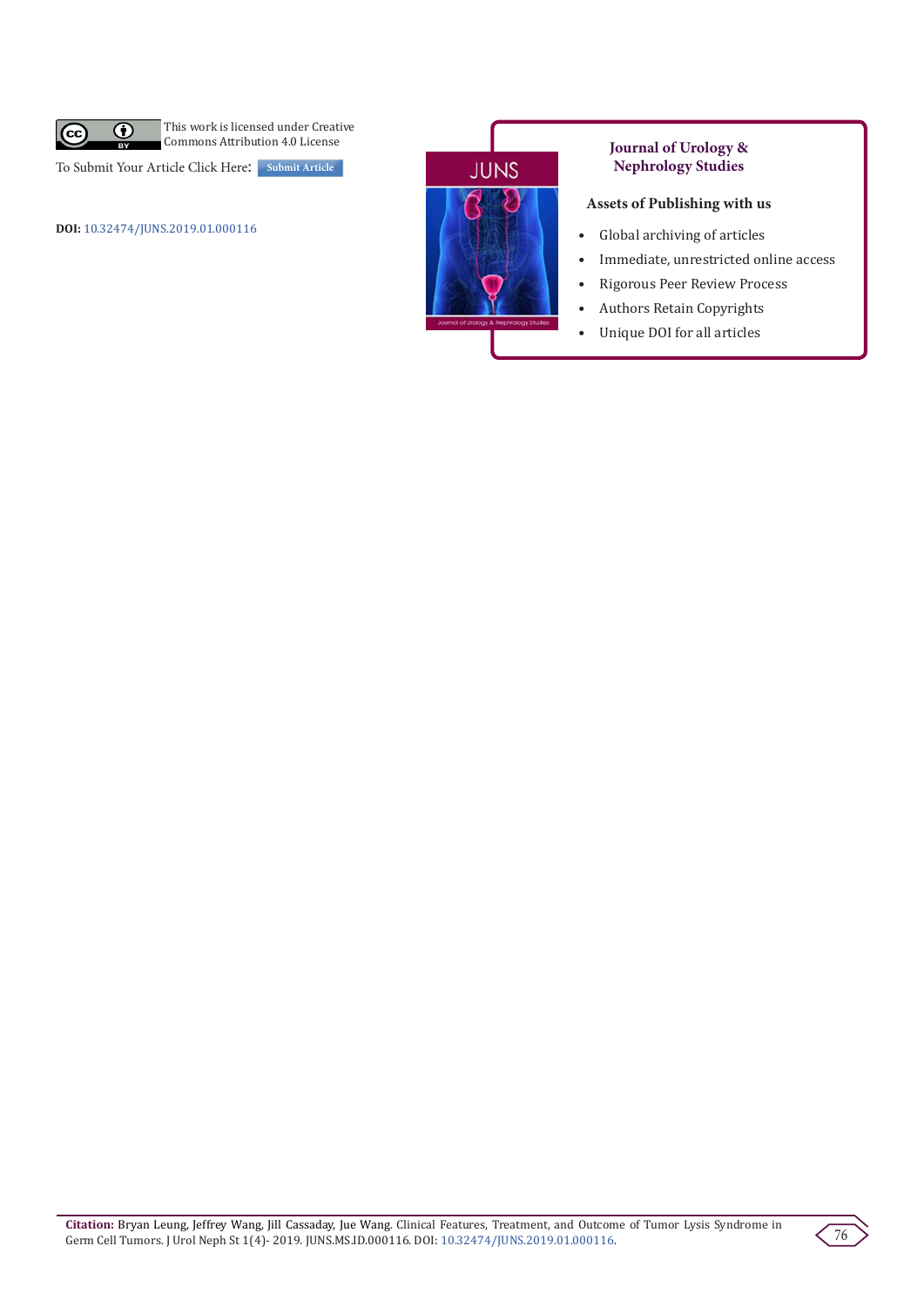This work is licensed under Creative Commons Attribution 4.0 License

To Submit Your Article Click Here: Submit Article

**DOI:** 10.32474/JUNS.2019.01.000116

JUNS

Journal of Urology & Nephrology Studies

**Journal of Urology & Nephrology Studies**

**Assets of Publishing with us**

- Global archiving of articles
- Immediate, unrestricted online access
- Rigorous Peer Review Process
- Authors Retain Copyrights
- Unique DOI for all articles